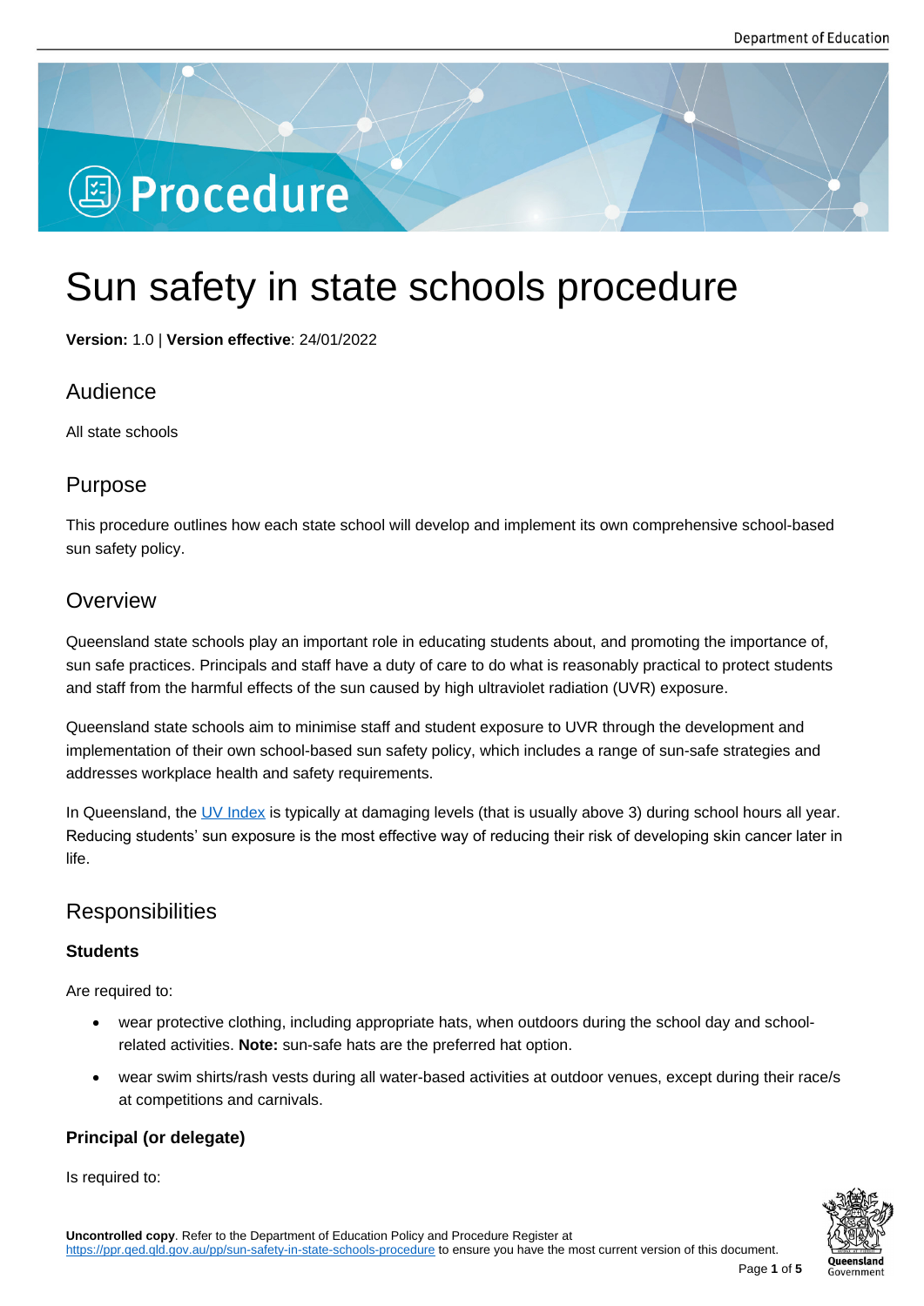Procedure

# Sun safety in state schools procedure

**Version:** 1.0 | **Version effective**: 24/01/2022

## Audience

All state schools

## Purpose

This procedure outlines how each state school will develop and implement its own comprehensive school-based sun safety policy.

## Overview

Queensland state schools play an important role in educating students about, and promoting the importance of, sun safe practices. Principals and staff have a duty of care to do what is reasonably practical to protect students and staff from the harmful effects of the sun caused by high ultraviolet radiation (UVR) exposure.

Queensland state schools aim to minimise staff and student exposure to UVR through the development and implementation of their own school-based sun safety policy, which includes a range of sun-safe strategies and addresses workplace health and safety requirements.

In Queensland, the UV Index is typically at damaging levels (that is usually above 3) during school hours all year. Reducing students' sun exposure is the most effective way of reducing their risk of developing skin cancer later in life.

## Responsibilities

### Students

Are required to:

- wear protective clothing, including appropriate hats, when outdoors during the school day and school-related activities. **Note:** sun-safe hats are the preferred hat option.
- wear swim shirts/rash vests during all water-based activities at outdoor venues, except during their race/s at competitions and carnivals.

### Principal (or delegate)

Is required to:

**Uncontrolled copy**. Refer to the Department of Education Policy and Procedure Register at https://ppr.qed.qld.gov.au/pp/sun-safety-in-state-schools-procedure to ensure you have the most current version of this document.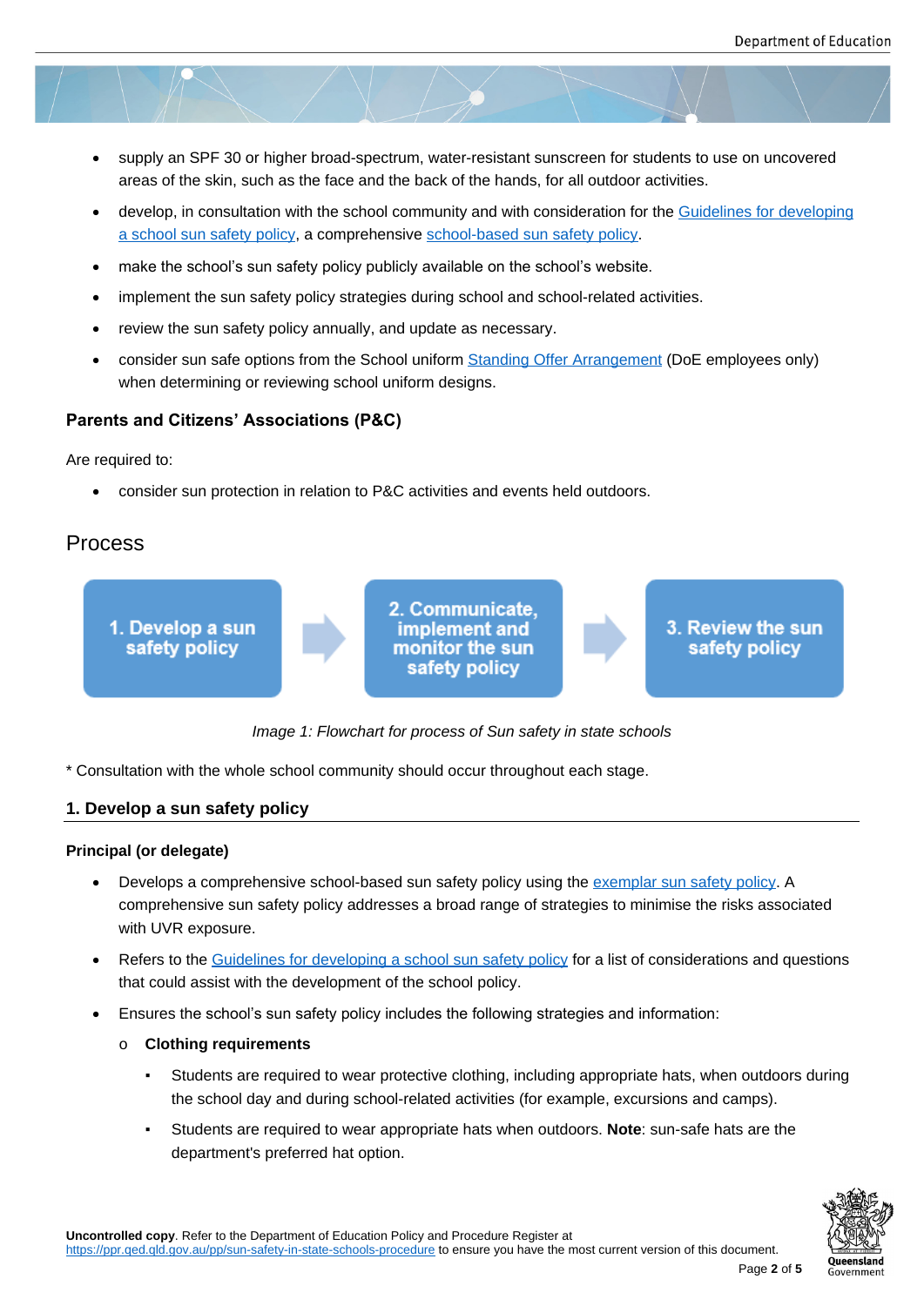- supply an SPF 30 or higher broad-spectrum, water-resistant sunscreen for students to use on uncovered areas of the skin, such as the face and the back of the hands, for all outdoor activities.
- develop, in consultation with the school community and with consideration for the Guidelines for developing a school sun safety policy, a comprehensive school-based sun safety policy.
- make the school's sun safety policy publicly available on the school's website.
- implement the sun safety policy strategies during school and school-related activities.
- review the sun safety policy annually, and update as necessary.
- consider sun safe options from the School uniform Standing Offer Arrangement (DoE employees only) when determining or reviewing school uniform designs.

### Parents and Citizens' Associations (P&C)

Are required to:

- consider sun protection in relation to P&C activities and events held outdoors.

## Process

1. Develop a sun safety policy → 2. Communicate, implement and monitor the sun safety policy → 3. Review the sun safety policy

*Image 1: Flowchart for process of Sun safety in state schools*

* Consultation with the whole school community should occur throughout each stage.

### 1. Develop a sun safety policy

**Principal (or delegate)**

- Develops a comprehensive school-based sun safety policy using the exemplar sun safety policy. A comprehensive sun safety policy addresses a broad range of strategies to minimise the risks associated with UVR exposure.
- Refers to the Guidelines for developing a school sun safety policy for a list of considerations and questions that could assist with the development of the school policy.
- Ensures the school's sun safety policy includes the following strategies and information:
  - **Clothing requirements**
    - Students are required to wear protective clothing, including appropriate hats, when outdoors during the school day and during school-related activities (for example, excursions and camps).
    - Students are required to wear appropriate hats when outdoors. **Note**: sun-safe hats are the department's preferred hat option.

**Uncontrolled copy**. Refer to the Department of Education Policy and Procedure Register at https://ppr.qed.qld.gov.au/pp/sun-safety-in-state-schools-procedure to ensure you have the most current version of this document.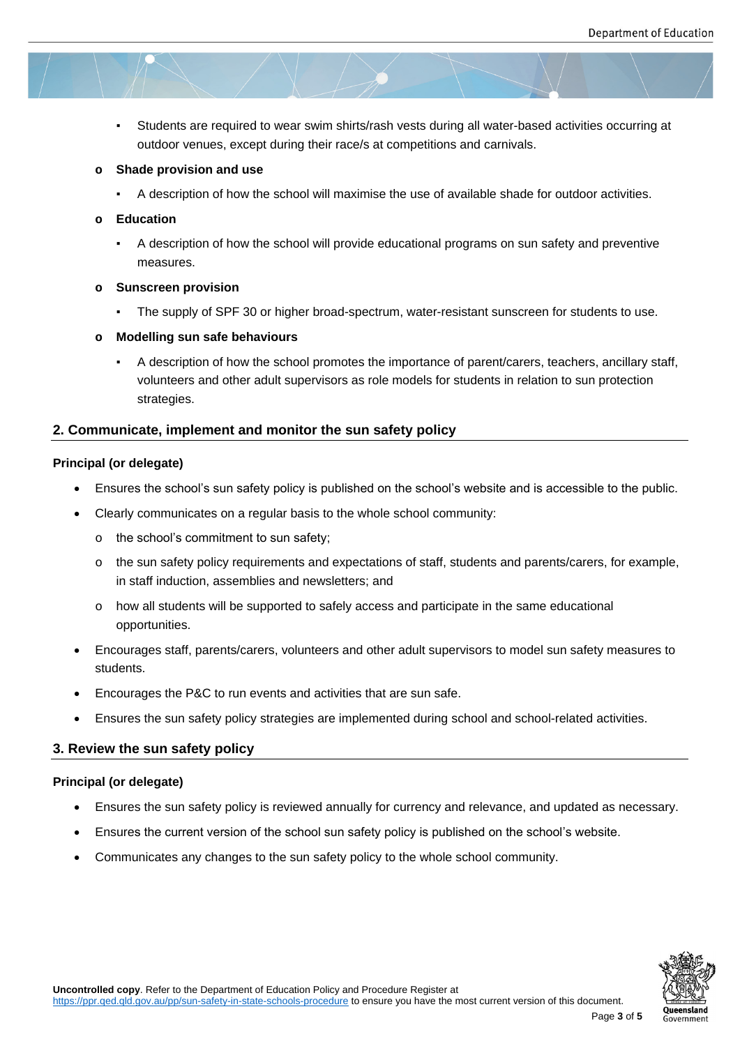- Students are required to wear swim shirts/rash vests during all water-based activities occurring at outdoor venues, except during their race/s at competitions and carnivals.

- **Shade provision and use**
    - A description of how the school will maximise the use of available shade for outdoor activities.
- **Education**
    - A description of how the school will provide educational programs on sun safety and preventive measures.
- **Sunscreen provision**
    - The supply of SPF 30 or higher broad-spectrum, water-resistant sunscreen for students to use.
- **Modelling sun safe behaviours**
    - A description of how the school promotes the importance of parent/carers, teachers, ancillary staff, volunteers and other adult supervisors as role models for students in relation to sun protection strategies.

## 2. Communicate, implement and monitor the sun safety policy

**Principal (or delegate)**

- Ensures the school's sun safety policy is published on the school's website and is accessible to the public.
- Clearly communicates on a regular basis to the whole school community:
    - the school's commitment to sun safety;
    - the sun safety policy requirements and expectations of staff, students and parents/carers, for example, in staff induction, assemblies and newsletters; and
    - how all students will be supported to safely access and participate in the same educational opportunities.
- Encourages staff, parents/carers, volunteers and other adult supervisors to model sun safety measures to students.
- Encourages the P&C to run events and activities that are sun safe.
- Ensures the sun safety policy strategies are implemented during school and school-related activities.

## 3. Review the sun safety policy

**Principal (or delegate)**

- Ensures the sun safety policy is reviewed annually for currency and relevance, and updated as necessary.
- Ensures the current version of the school sun safety policy is published on the school's website.
- Communicates any changes to the sun safety policy to the whole school community.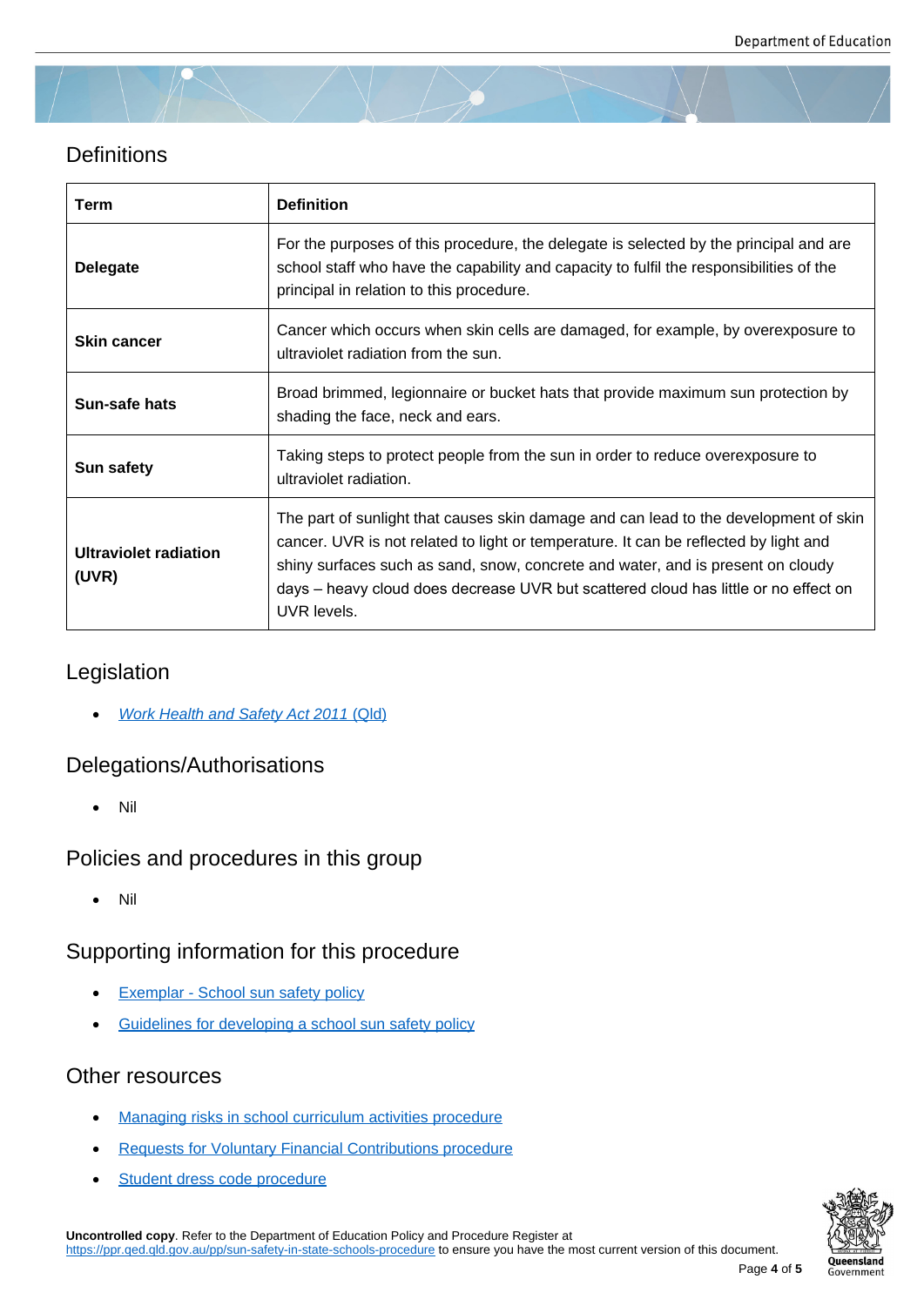## Definitions

| Term | Definition |
|---|---|
| **Delegate** | For the purposes of this procedure, the delegate is selected by the principal and are school staff who have the capability and capacity to fulfil the responsibilities of the principal in relation to this procedure. |
| **Skin cancer** | Cancer which occurs when skin cells are damaged, for example, by overexposure to ultraviolet radiation from the sun. |
| **Sun-safe hats** | Broad brimmed, legionnaire or bucket hats that provide maximum sun protection by shading the face, neck and ears. |
| **Sun safety** | Taking steps to protect people from the sun in order to reduce overexposure to ultraviolet radiation. |
| **Ultraviolet radiation (UVR)** | The part of sunlight that causes skin damage and can lead to the development of skin cancer. UVR is not related to light or temperature. It can be reflected by light and shiny surfaces such as sand, snow, concrete and water, and is present on cloudy days – heavy cloud does decrease UVR but scattered cloud has little or no effect on UVR levels. |

## Legislation

- *Work Health and Safety Act 2011* (Qld)

## Delegations/Authorisations

- Nil

## Policies and procedures in this group

- Nil

## Supporting information for this procedure

- Exemplar - School sun safety policy
- Guidelines for developing a school sun safety policy

## Other resources

- Managing risks in school curriculum activities procedure
- Requests for Voluntary Financial Contributions procedure
- Student dress code procedure

**Uncontrolled copy**. Refer to the Department of Education Policy and Procedure Register at https://ppr.qed.qld.gov.au/pp/sun-safety-in-state-schools-procedure to ensure you have the most current version of this document.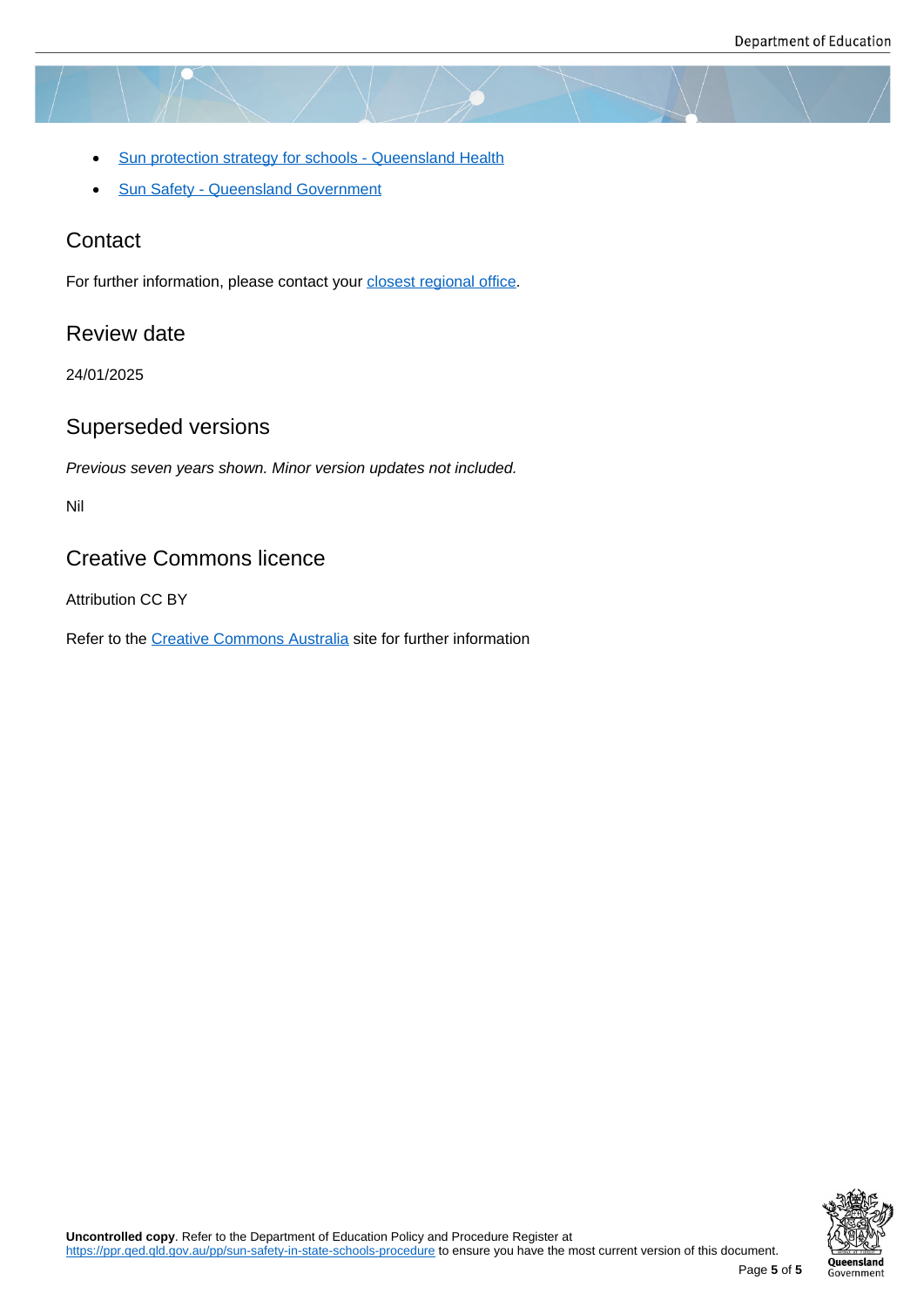- Sun protection strategy for schools - Queensland Health
- Sun Safety - Queensland Government

## Contact

For further information, please contact your closest regional office.

## Review date

24/01/2025

## Superseded versions

*Previous seven years shown. Minor version updates not included.*

Nil

## Creative Commons licence

Attribution CC BY

Refer to the Creative Commons Australia site for further information

**Uncontrolled copy**. Refer to the Department of Education Policy and Procedure Register at https://ppr.qed.qld.gov.au/pp/sun-safety-in-state-schools-procedure to ensure you have the most current version of this document.